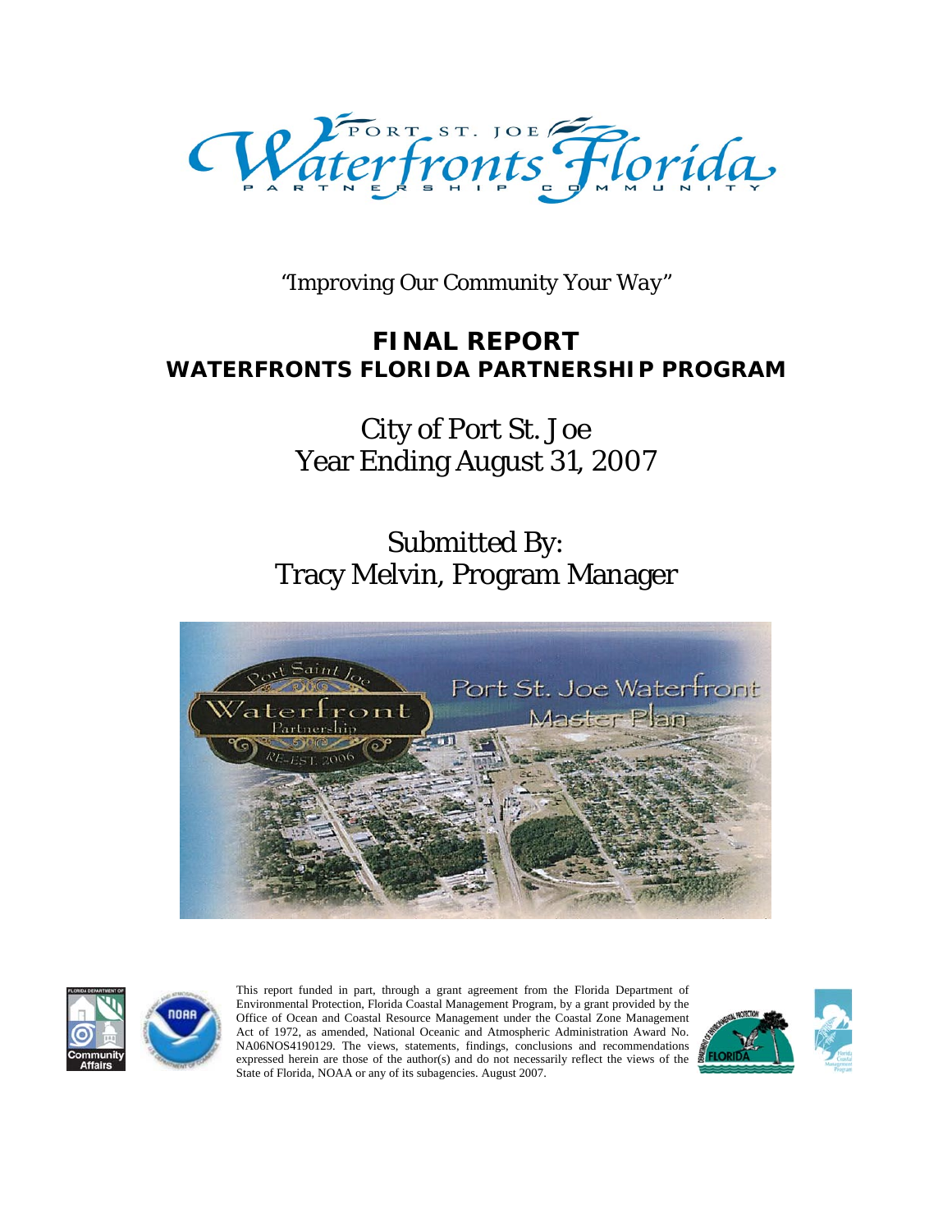Port St. Joe Waterfronts Florida Partnership Community

*"Improving Our Community Your Way"*

# FINAL REPORT
## WATERFRONTS FLORIDA PARTNERSHIP PROGRAM

City of Port St. Joe
Year Ending August 31, 2007

Submitted By:
Tracy Melvin, Program Manager

This report funded in part, through a grant agreement from the Florida Department of Environmental Protection, Florida Coastal Management Program, by a grant provided by the Office of Ocean and Coastal Resource Management under the Coastal Zone Management Act of 1972, as amended, National Oceanic and Atmospheric Administration Award No. NA06NOS4190129. The views, statements, findings, conclusions and recommendations expressed herein are those of the author(s) and do not necessarily reflect the views of the State of Florida, NOAA or any of its subagencies. August 2007.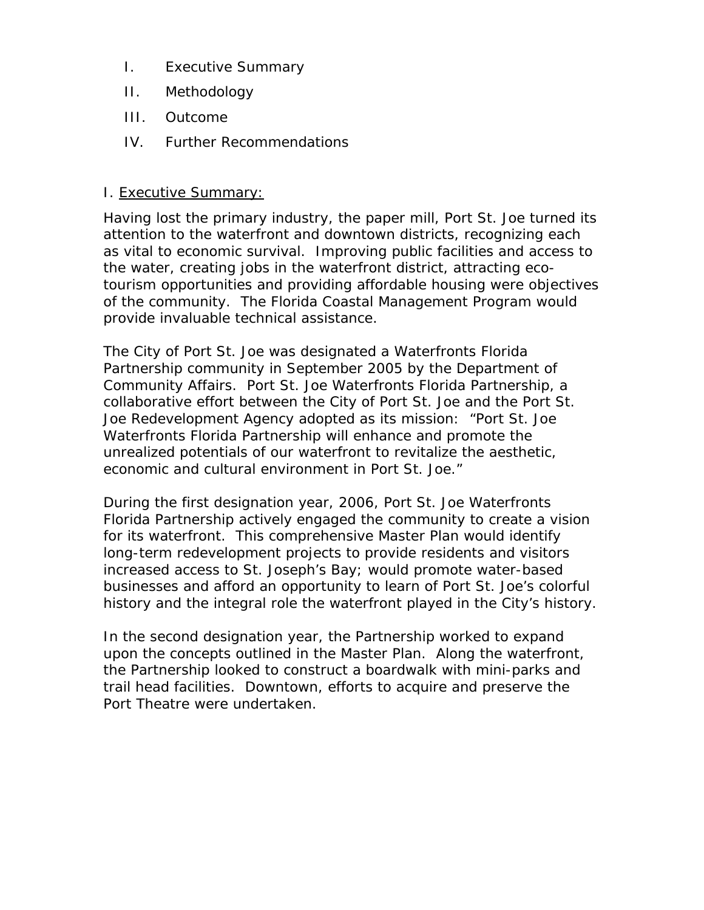I. Executive Summary

II. Methodology

III. Outcome

IV. Further Recommendations

I. Executive Summary:

Having lost the primary industry, the paper mill, Port St. Joe turned its attention to the waterfront and downtown districts, recognizing each as vital to economic survival. Improving public facilities and access to the water, creating jobs in the waterfront district, attracting eco-tourism opportunities and providing affordable housing were objectives of the community. The Florida Coastal Management Program would provide invaluable technical assistance.

The City of Port St. Joe was designated a Waterfronts Florida Partnership community in September 2005 by the Department of Community Affairs. Port St. Joe Waterfronts Florida Partnership, a collaborative effort between the City of Port St. Joe and the Port St. Joe Redevelopment Agency adopted as its mission: "Port St. Joe Waterfronts Florida Partnership will enhance and promote the unrealized potentials of our waterfront to revitalize the aesthetic, economic and cultural environment in Port St. Joe."

During the first designation year, 2006, Port St. Joe Waterfronts Florida Partnership actively engaged the community to create a vision for its waterfront. This comprehensive Master Plan would identify long-term redevelopment projects to provide residents and visitors increased access to St. Joseph's Bay; would promote water-based businesses and afford an opportunity to learn of Port St. Joe's colorful history and the integral role the waterfront played in the City's history.

In the second designation year, the Partnership worked to expand upon the concepts outlined in the Master Plan. Along the waterfront, the Partnership looked to construct a boardwalk with mini-parks and trail head facilities. Downtown, efforts to acquire and preserve the Port Theatre were undertaken.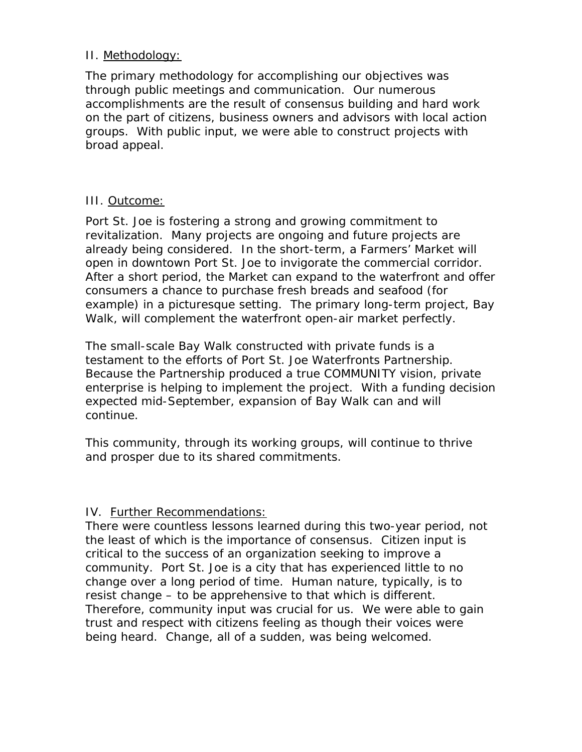## II. Methodology:

The primary methodology for accomplishing our objectives was through public meetings and communication. Our numerous accomplishments are the result of consensus building and hard work on the part of citizens, business owners and advisors with local action groups. With public input, we were able to construct projects with broad appeal.

## III. Outcome:

Port St. Joe is fostering a strong and growing commitment to revitalization. Many projects are ongoing and future projects are already being considered. In the short-term, a Farmers' Market will open in downtown Port St. Joe to invigorate the commercial corridor. After a short period, the Market can expand to the waterfront and offer consumers a chance to purchase fresh breads and seafood (for example) in a picturesque setting. The primary long-term project, Bay Walk, will complement the waterfront open-air market perfectly.

The small-scale Bay Walk constructed with private funds is a testament to the efforts of Port St. Joe Waterfronts Partnership. Because the Partnership produced a true COMMUNITY vision, private enterprise is helping to implement the project. With a funding decision expected mid-September, expansion of Bay Walk can and will continue.

This community, through its working groups, will continue to thrive and prosper due to its shared commitments.

## IV. Further Recommendations:

There were countless lessons learned during this two-year period, not the least of which is the importance of consensus. Citizen input is critical to the success of an organization seeking to improve a community. Port St. Joe is a city that has experienced little to no change over a long period of time. Human nature, typically, is to resist change – to be apprehensive to that which is different. Therefore, community input was crucial for us. We were able to gain trust and respect with citizens feeling as though their voices were being heard. Change, all of a sudden, was being welcomed.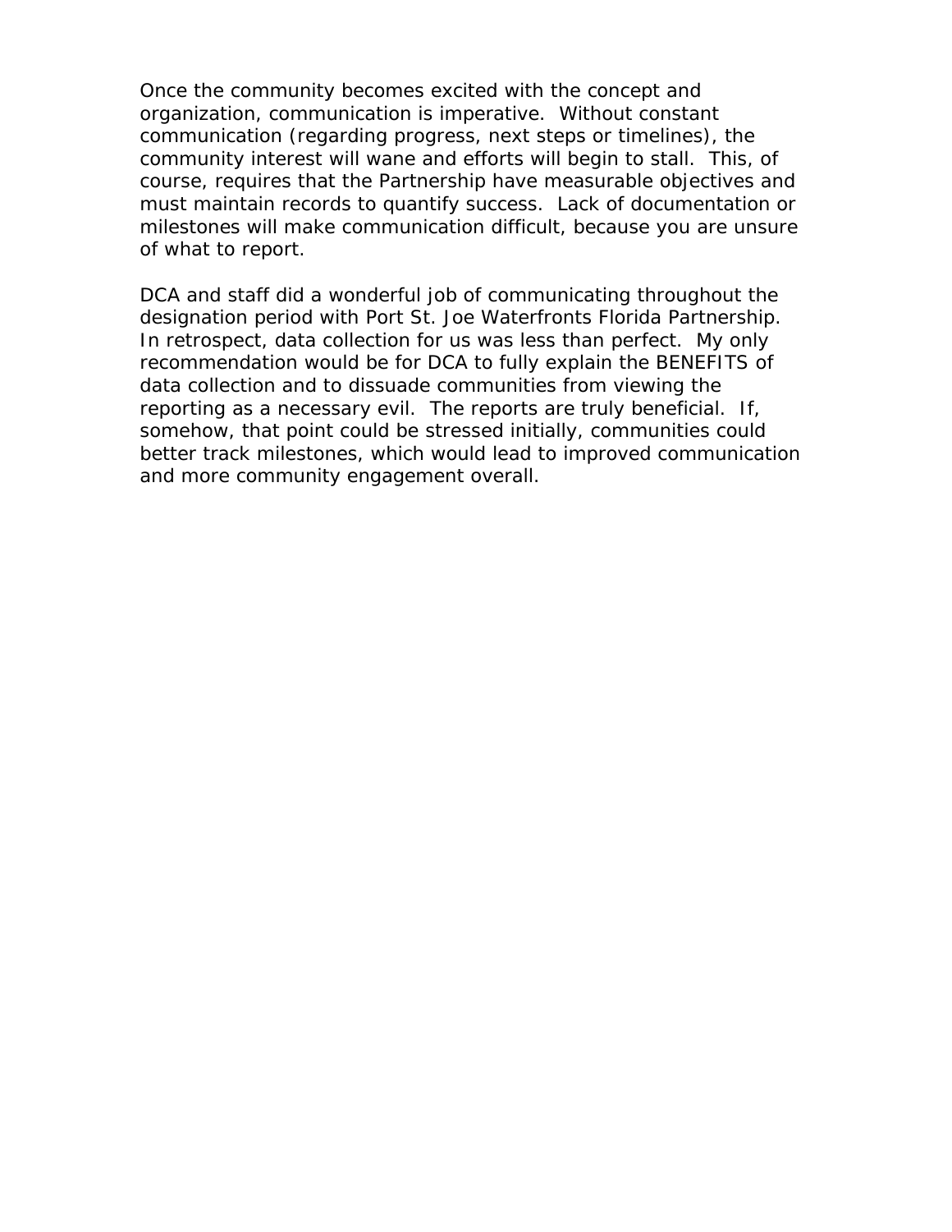Once the community becomes excited with the concept and organization, communication is imperative. Without constant communication (regarding progress, next steps or timelines), the community interest will wane and efforts will begin to stall. This, of course, requires that the Partnership have measurable objectives and must maintain records to quantify success. Lack of documentation or milestones will make communication difficult, because you are unsure of what to report.

DCA and staff did a wonderful job of communicating throughout the designation period with Port St. Joe Waterfronts Florida Partnership. In retrospect, data collection for us was less than perfect. My only recommendation would be for DCA to fully explain the BENEFITS of data collection and to dissuade communities from viewing the reporting as a necessary evil. The reports are truly beneficial. If, somehow, that point could be stressed initially, communities could better track milestones, which would lead to improved communication and more community engagement overall.